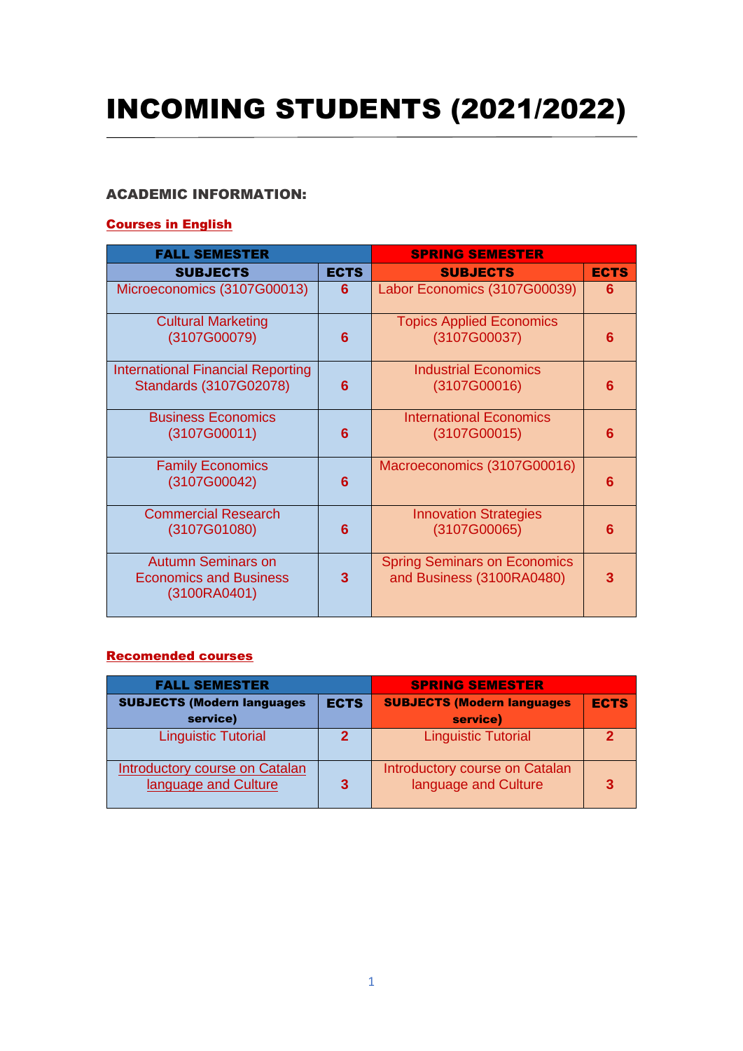# INCOMING STUDENTS (2021/2022)

### ACADEMIC INFORMATION:

**Courses in English**

| FALL SEMESTER | | SPRING SEMESTER | |
|---|---|---|---|
| **SUBJECTS** | **ECTS** | **SUBJECTS** | **ECTS** |
| Microeconomics (3107G00013) | 6 | Labor Economics (3107G00039) | 6 |
| Cultural Marketing (3107G00079) | 6 | Topics Applied Economics (3107G00037) | 6 |
| International Financial Reporting Standards (3107G02078) | 6 | Industrial Economics (3107G00016) | 6 |
| Business Economics (3107G00011) | 6 | International Economics (3107G00015) | 6 |
| Family Economics (3107G00042) | 6 | Macroeconomics (3107G00016) | 6 |
| Commercial Research (3107G01080) | 6 | Innovation Strategies (3107G00065) | 6 |
| Autumn Seminars on Economics and Business (3100RA0401) | 3 | Spring Seminars on Economics and Business (3100RA0480) | 3 |

**Recomended courses**

| FALL SEMESTER | | SPRING SEMESTER | |
|---|---|---|---|
| **SUBJECTS (Modern languages service)** | **ECTS** | **SUBJECTS (Modern languages service)** | **ECTS** |
| Linguistic Tutorial | 2 | Linguistic Tutorial | 2 |
| Introductory course on Catalan language and Culture | 3 | Introductory course on Catalan language and Culture | 3 |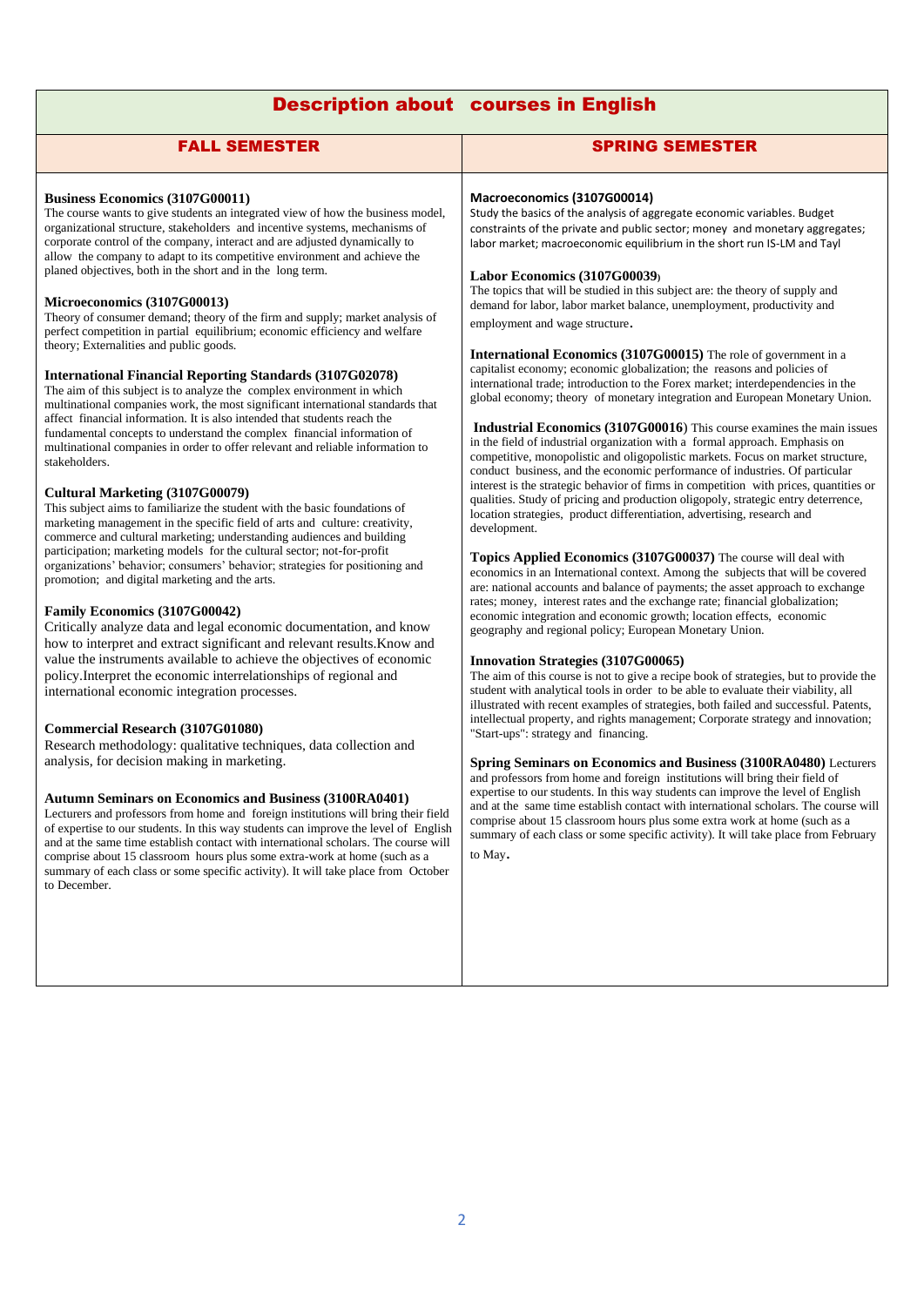# Description about courses in English

## FALL SEMESTER

**Business Economics (3107G00011)**
The course wants to give students an integrated view of how the business model, organizational structure, stakeholders and incentive systems, mechanisms of corporate control of the company, interact and are adjusted dynamically to allow the company to adapt to its competitive environment and achieve the planed objectives, both in the short and in the long term.

**Microeconomics (3107G00013)**
Theory of consumer demand; theory of the firm and supply; market analysis of perfect competition in partial equilibrium; economic efficiency and welfare theory; Externalities and public goods.

**International Financial Reporting Standards (3107G02078)**
The aim of this subject is to analyze the complex environment in which multinational companies work, the most significant international standards that affect financial information. It is also intended that students reach the fundamental concepts to understand the complex financial information of multinational companies in order to offer relevant and reliable information to stakeholders.

**Cultural Marketing (3107G00079)**
This subject aims to familiarize the student with the basic foundations of marketing management in the specific field of arts and culture: creativity, commerce and cultural marketing; understanding audiences and building participation; marketing models for the cultural sector; not-for-profit organizations' behavior; consumers' behavior; strategies for positioning and promotion; and digital marketing and the arts.

**Family Economics (3107G00042)**
Critically analyze data and legal economic documentation, and know how to interpret and extract significant and relevant results.Know and value the instruments available to achieve the objectives of economic policy.Interpret the economic interrelationships of regional and international economic integration processes.

**Commercial Research (3107G01080)**
Research methodology: qualitative techniques, data collection and analysis, for decision making in marketing.

**Autumn Seminars on Economics and Business (3100RA0401)**
Lecturers and professors from home and foreign institutions will bring their field of expertise to our students. In this way students can improve the level of English and at the same time establish contact with international scholars. The course will comprise about 15 classroom hours plus some extra-work at home (such as a summary of each class or some specific activity). It will take place from October to December.

## SPRING SEMESTER

**Macroeconomics (3107G00014)**
Study the basics of the analysis of aggregate economic variables. Budget constraints of the private and public sector; money and monetary aggregates; labor market; macroeconomic equilibrium in the short run IS-LM and Tayl

**Labor Economics (3107G00039)**
The topics that will be studied in this subject are: the theory of supply and demand for labor, labor market balance, unemployment, productivity and employment and wage structure.

**International Economics (3107G00015)** The role of government in a capitalist economy; economic globalization; the reasons and policies of international trade; introduction to the Forex market; interdependencies in the global economy; theory of monetary integration and European Monetary Union.

**Industrial Economics (3107G00016)** This course examines the main issues in the field of industrial organization with a formal approach. Emphasis on competitive, monopolistic and oligopolistic markets. Focus on market structure, conduct business, and the economic performance of industries. Of particular interest is the strategic behavior of firms in competition with prices, quantities or qualities. Study of pricing and production oligopoly, strategic entry deterrence, location strategies, product differentiation, advertising, research and development.

**Topics Applied Economics (3107G00037)** The course will deal with economics in an International context. Among the subjects that will be covered are: national accounts and balance of payments; the asset approach to exchange rates; money, interest rates and the exchange rate; financial globalization; economic integration and economic growth; location effects, economic geography and regional policy; European Monetary Union.

**Innovation Strategies (3107G00065)**
The aim of this course is not to give a recipe book of strategies, but to provide the student with analytical tools in order to be able to evaluate their viability, all illustrated with recent examples of strategies, both failed and successful. Patents, intellectual property, and rights management; Corporate strategy and innovation; "Start-ups": strategy and financing.

**Spring Seminars on Economics and Business (3100RA0480)** Lecturers and professors from home and foreign institutions will bring their field of expertise to our students. In this way students can improve the level of English and at the same time establish contact with international scholars. The course will comprise about 15 classroom hours plus some extra work at home (such as a summary of each class or some specific activity). It will take place from February to May.